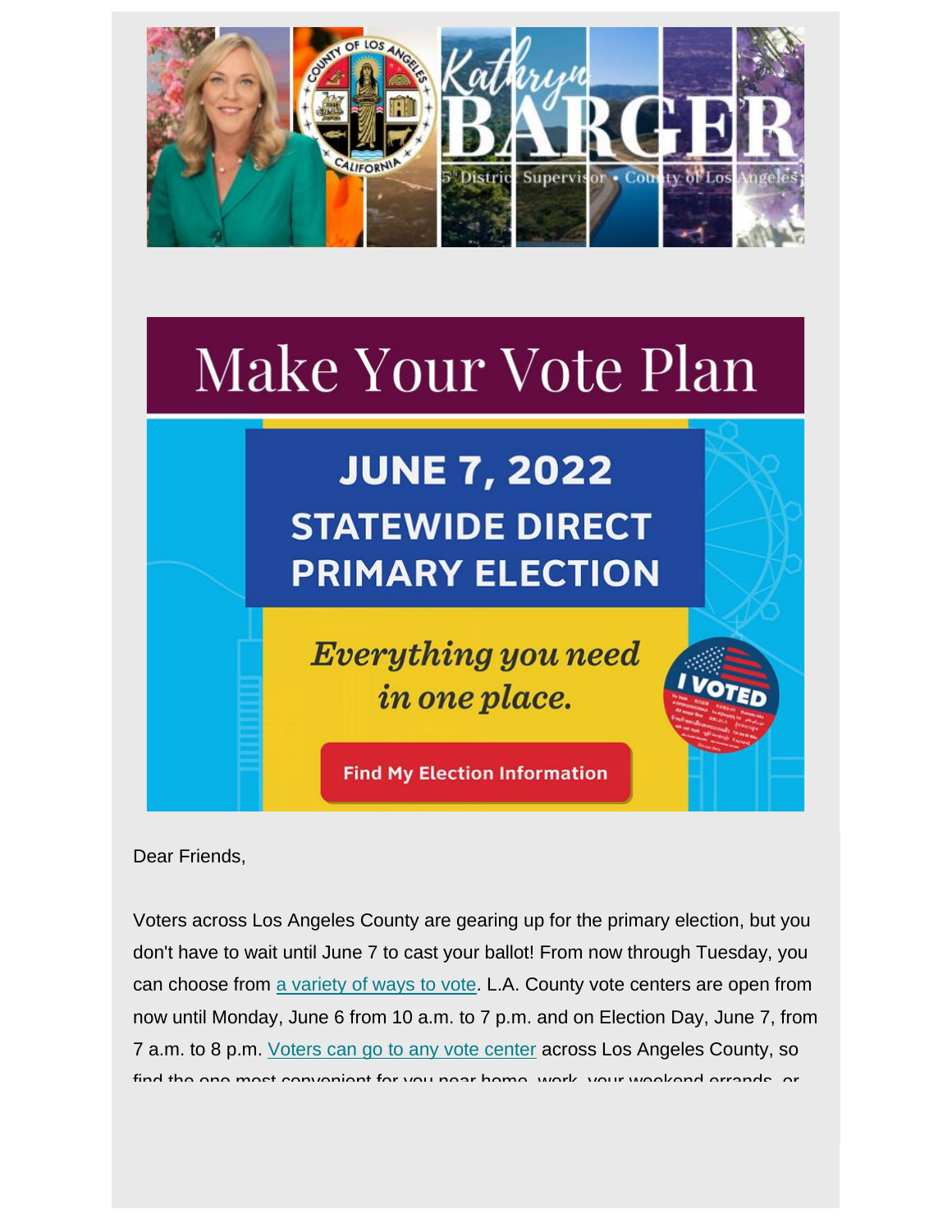Kathryn BARGER

5th District Supervisor • County of Los Angeles

# Make Your Vote Plan

## JUNE 7, 2022 STATEWIDE DIRECT PRIMARY ELECTION

*Everything you need in one place.*

Find My Election Information

Dear Friends,

Voters across Los Angeles County are gearing up for the primary election, but you don't have to wait until June 7 to cast your ballot! From now through Tuesday, you can choose from a variety of ways to vote. L.A. County vote centers are open from now until Monday, June 6 from 10 a.m. to 7 p.m. and on Election Day, June 7, from 7 a.m. to 8 p.m. Voters can go to any vote center across Los Angeles County, so find the one most convenient for you near home, work, your weekend errands, or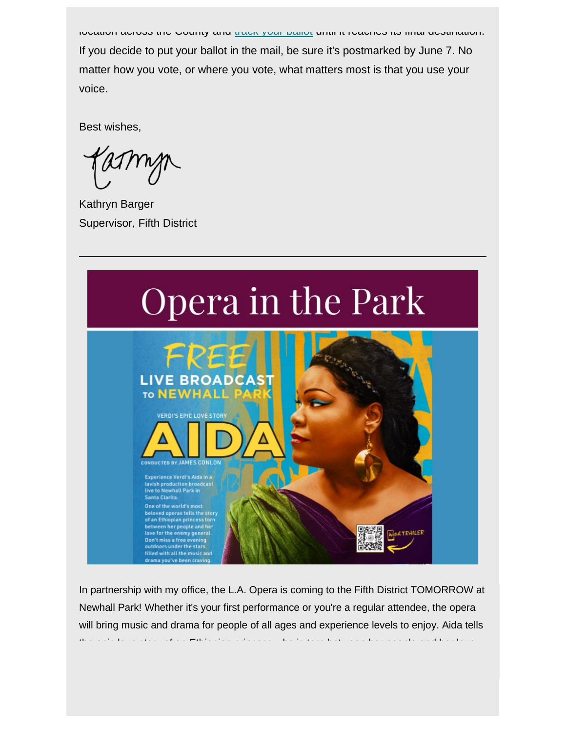location across the County and track your ballot until it reaches its final destination. If you decide to put your ballot in the mail, be sure it's postmarked by June 7. No matter how you vote, or where you vote, what matters most is that you use your voice.

Best wishes,

Kathryn Barger
Supervisor, Fifth District

---

# Opera in the Park

FREE LIVE BROADCAST TO NEWHALL PARK

VERDI'S EPIC LOVE STORY

AIDA

CONDUCTED BY JAMES CONLON

Experience Verdi's *Aida* in a lavish production broadcast live to Newhall Park in Santa Clarita.

One of the world's most beloved operas tells the story of an Ethiopian princess torn between her people and her love for the enemy general. Don't miss a free evening outdoors under the stars filled with all the music and drama you've been craving.

In partnership with my office, the L.A. Opera is coming to the Fifth District TOMORROW at Newhall Park! Whether it's your first performance or you're a regular attendee, the opera will bring music and drama for people of all ages and experience levels to enjoy. Aida tells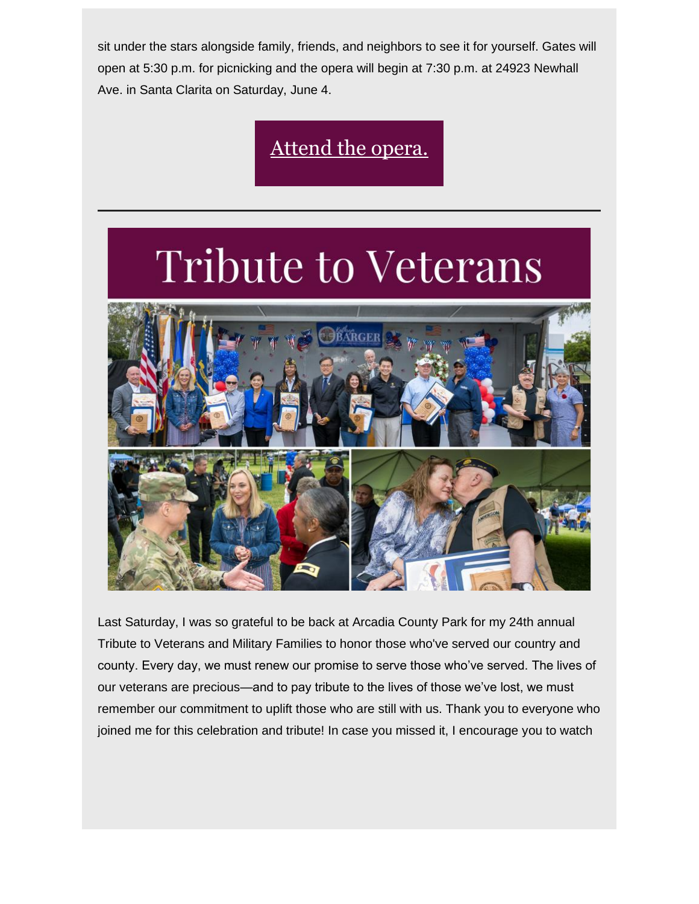sit under the stars alongside family, friends, and neighbors to see it for yourself. Gates will open at 5:30 p.m. for picnicking and the opera will begin at 7:30 p.m. at 24923 Newhall Ave. in Santa Clarita on Saturday, June 4.

Attend the opera.

---

# Tribute to Veterans

Last Saturday, I was so grateful to be back at Arcadia County Park for my 24th annual Tribute to Veterans and Military Families to honor those who've served our country and county. Every day, we must renew our promise to serve those who've served. The lives of our veterans are precious—and to pay tribute to the lives of those we've lost, we must remember our commitment to uplift those who are still with us. Thank you to everyone who joined me for this celebration and tribute! In case you missed it, I encourage you to watch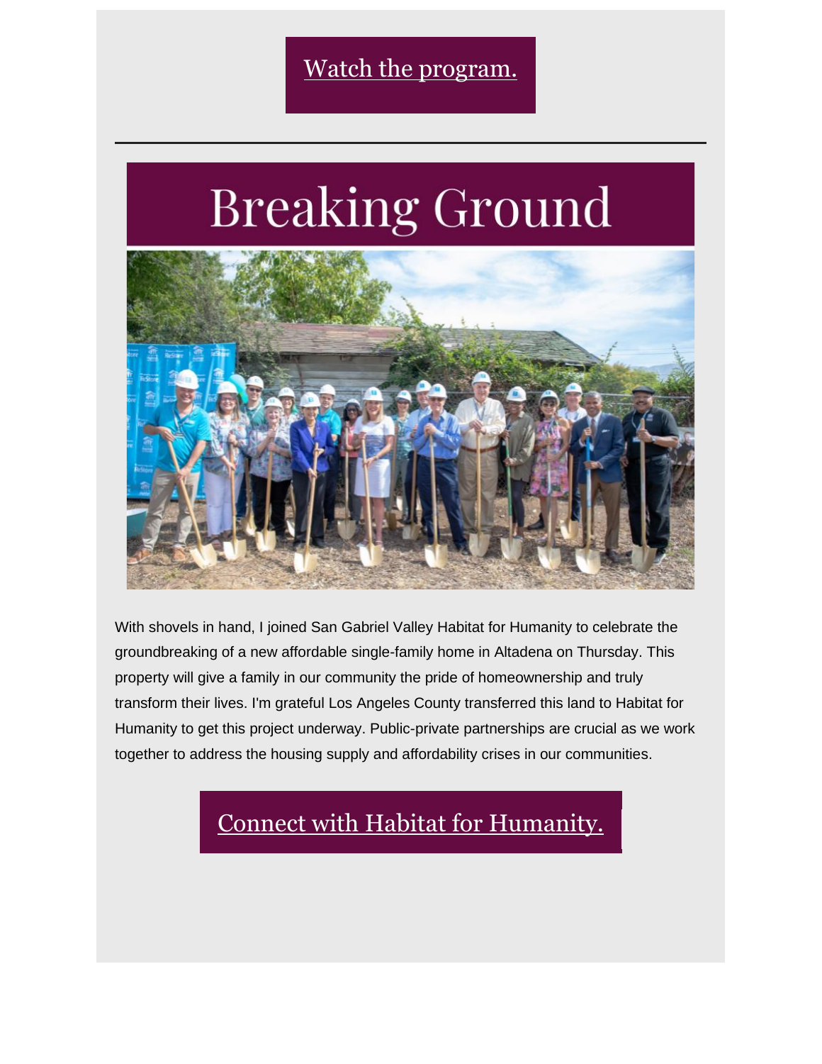Watch the program.

---

# Breaking Ground

With shovels in hand, I joined San Gabriel Valley Habitat for Humanity to celebrate the groundbreaking of a new affordable single-family home in Altadena on Thursday. This property will give a family in our community the pride of homeownership and truly transform their lives. I'm grateful Los Angeles County transferred this land to Habitat for Humanity to get this project underway. Public-private partnerships are crucial as we work together to address the housing supply and affordability crises in our communities.

Connect with Habitat for Humanity.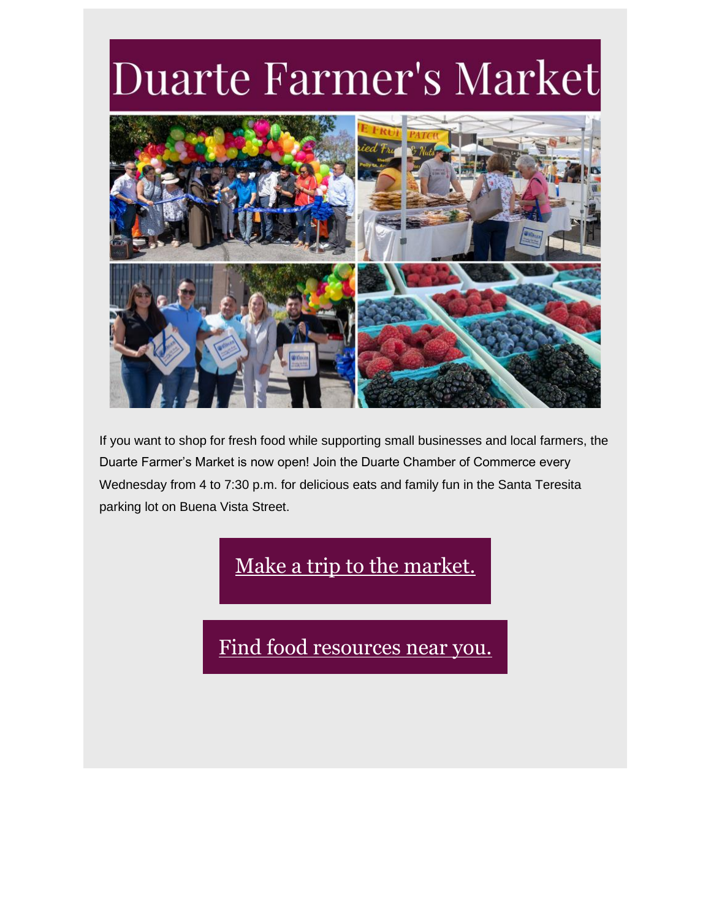# Duarte Farmer's Market

If you want to shop for fresh food while supporting small businesses and local farmers, the Duarte Farmer's Market is now open! Join the Duarte Chamber of Commerce every Wednesday from 4 to 7:30 p.m. for delicious eats and family fun in the Santa Teresita parking lot on Buena Vista Street.

Make a trip to the market.

Find food resources near you.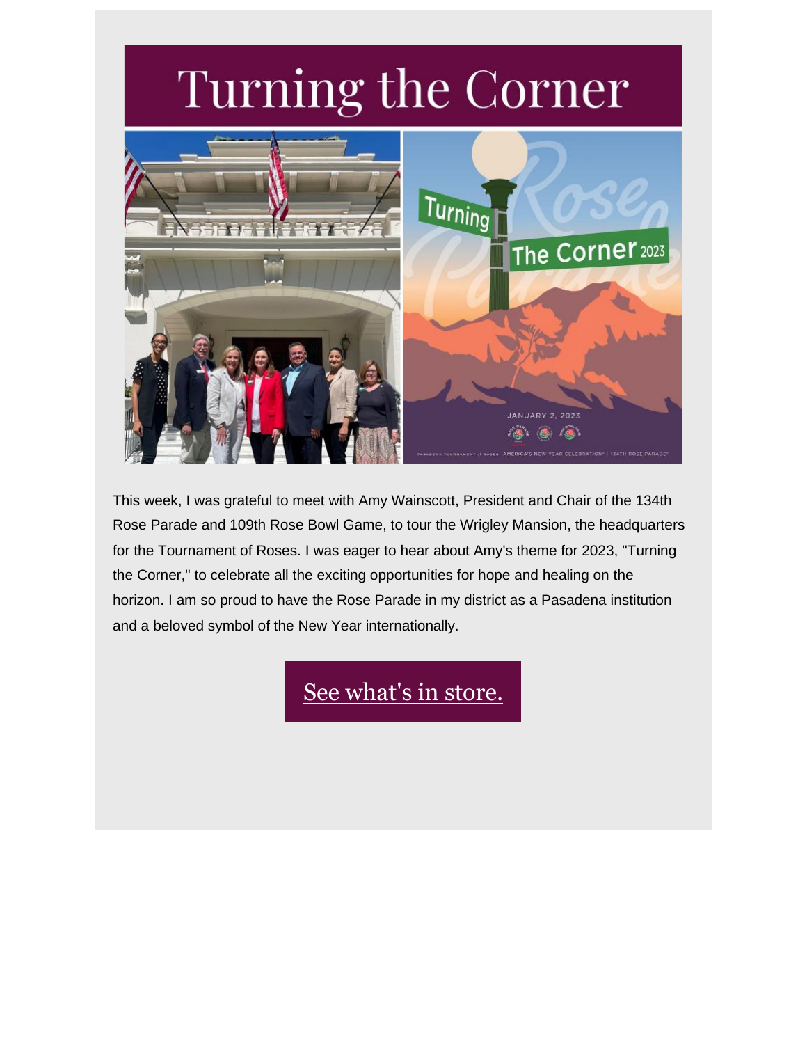# Turning the Corner

This week, I was grateful to meet with Amy Wainscott, President and Chair of the 134th Rose Parade and 109th Rose Bowl Game, to tour the Wrigley Mansion, the headquarters for the Tournament of Roses. I was eager to hear about Amy's theme for 2023, "Turning the Corner," to celebrate all the exciting opportunities for hope and healing on the horizon. I am so proud to have the Rose Parade in my district as a Pasadena institution and a beloved symbol of the New Year internationally.

See what's in store.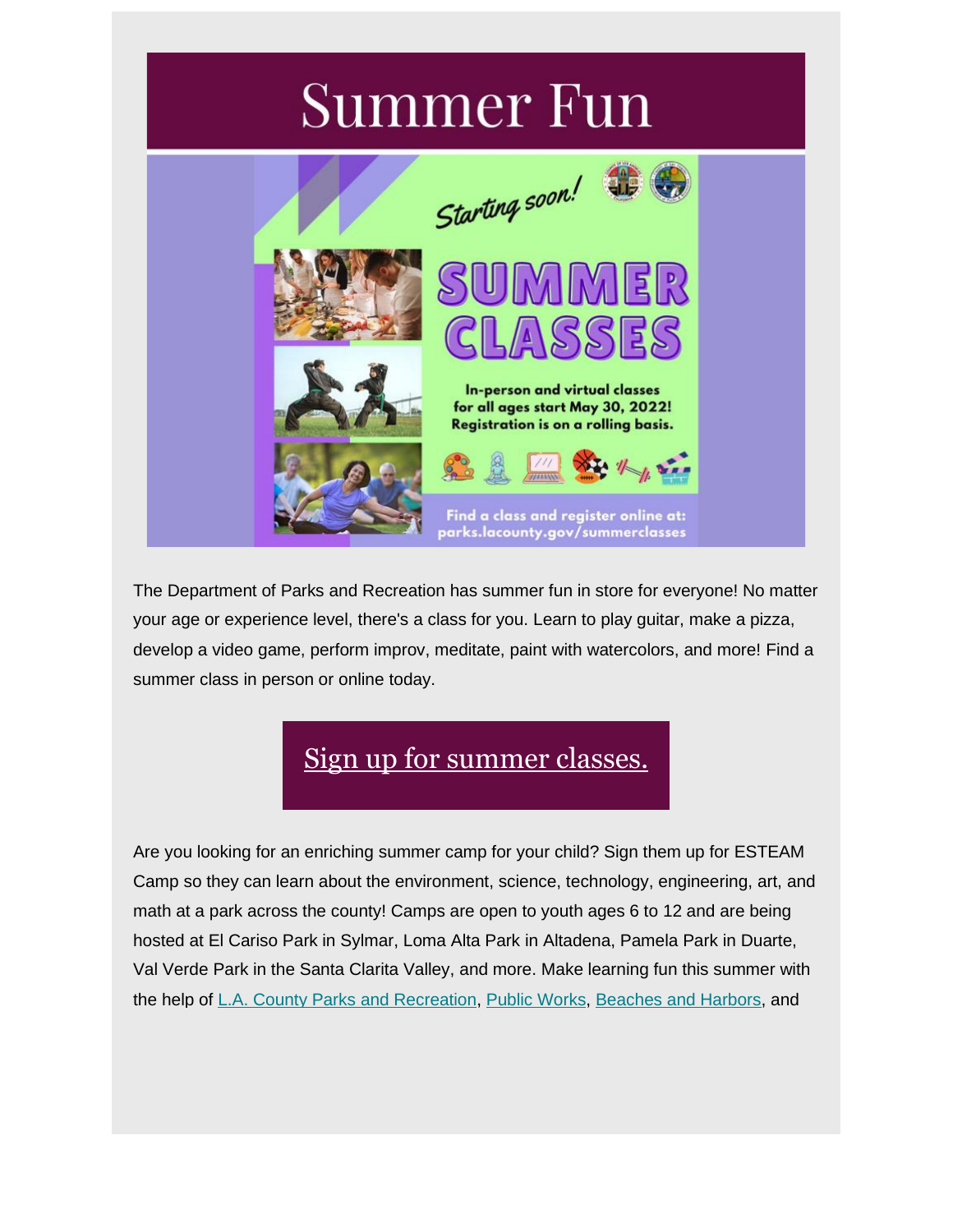# Summer Fun

Starting soon!

SUMMER CLASSES

In-person and virtual classes for all ages start May 30, 2022! Registration is on a rolling basis.

Find a class and register online at: parks.lacounty.gov/summerclasses

The Department of Parks and Recreation has summer fun in store for everyone! No matter your age or experience level, there's a class for you. Learn to play guitar, make a pizza, develop a video game, perform improv, meditate, paint with watercolors, and more! Find a summer class in person or online today.

Sign up for summer classes.

Are you looking for an enriching summer camp for your child? Sign them up for ESTEAM Camp so they can learn about the environment, science, technology, engineering, art, and math at a park across the county! Camps are open to youth ages 6 to 12 and are being hosted at El Cariso Park in Sylmar, Loma Alta Park in Altadena, Pamela Park in Duarte, Val Verde Park in the Santa Clarita Valley, and more. Make learning fun this summer with the help of L.A. County Parks and Recreation, Public Works, Beaches and Harbors, and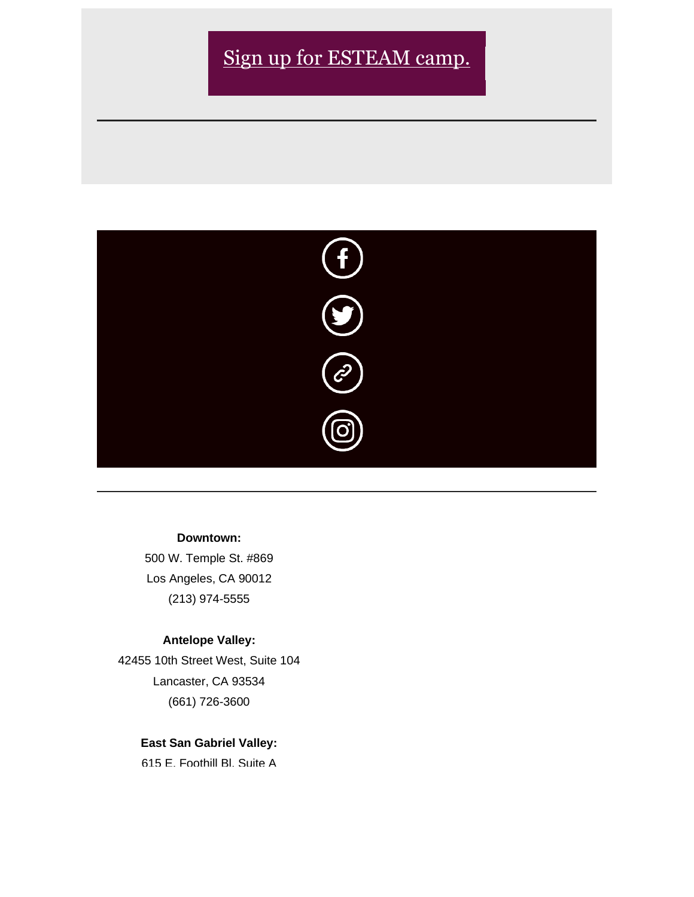[Sign up for ESTEAM camp.]

---

---

**Downtown:**

500 W. Temple St. #869
Los Angeles, CA 90012
(213) 974-5555

**Antelope Valley:**

42455 10th Street West, Suite 104
Lancaster, CA 93534
(661) 726-3600

**East San Gabriel Valley:**

615 E. Foothill Bl. Suite A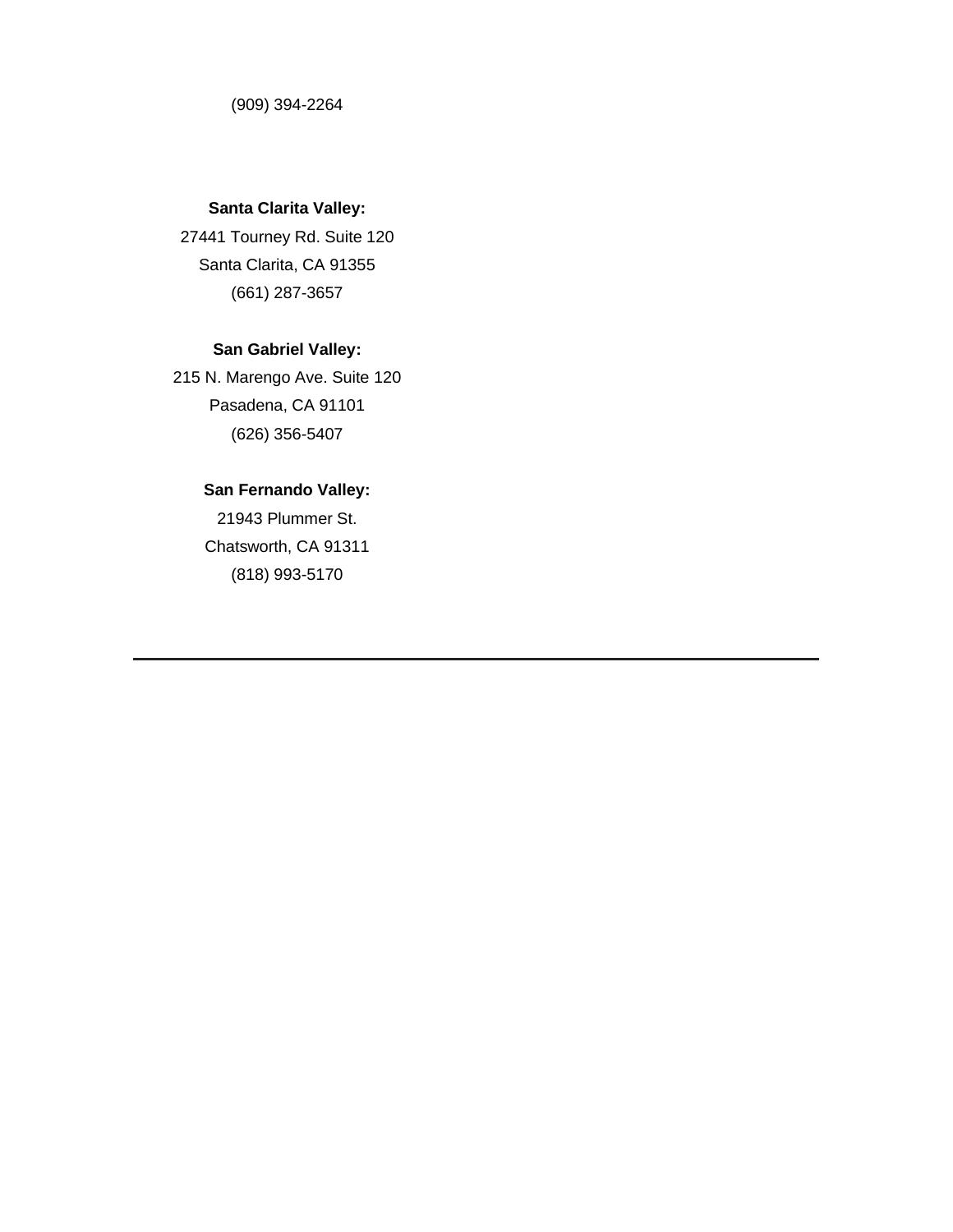(909) 394-2264

**Santa Clarita Valley:**

27441 Tourney Rd. Suite 120
Santa Clarita, CA 91355
(661) 287-3657

**San Gabriel Valley:**

215 N. Marengo Ave. Suite 120
Pasadena, CA 91101
(626) 356-5407

**San Fernando Valley:**

21943 Plummer St.
Chatsworth, CA 91311
(818) 993-5170

---